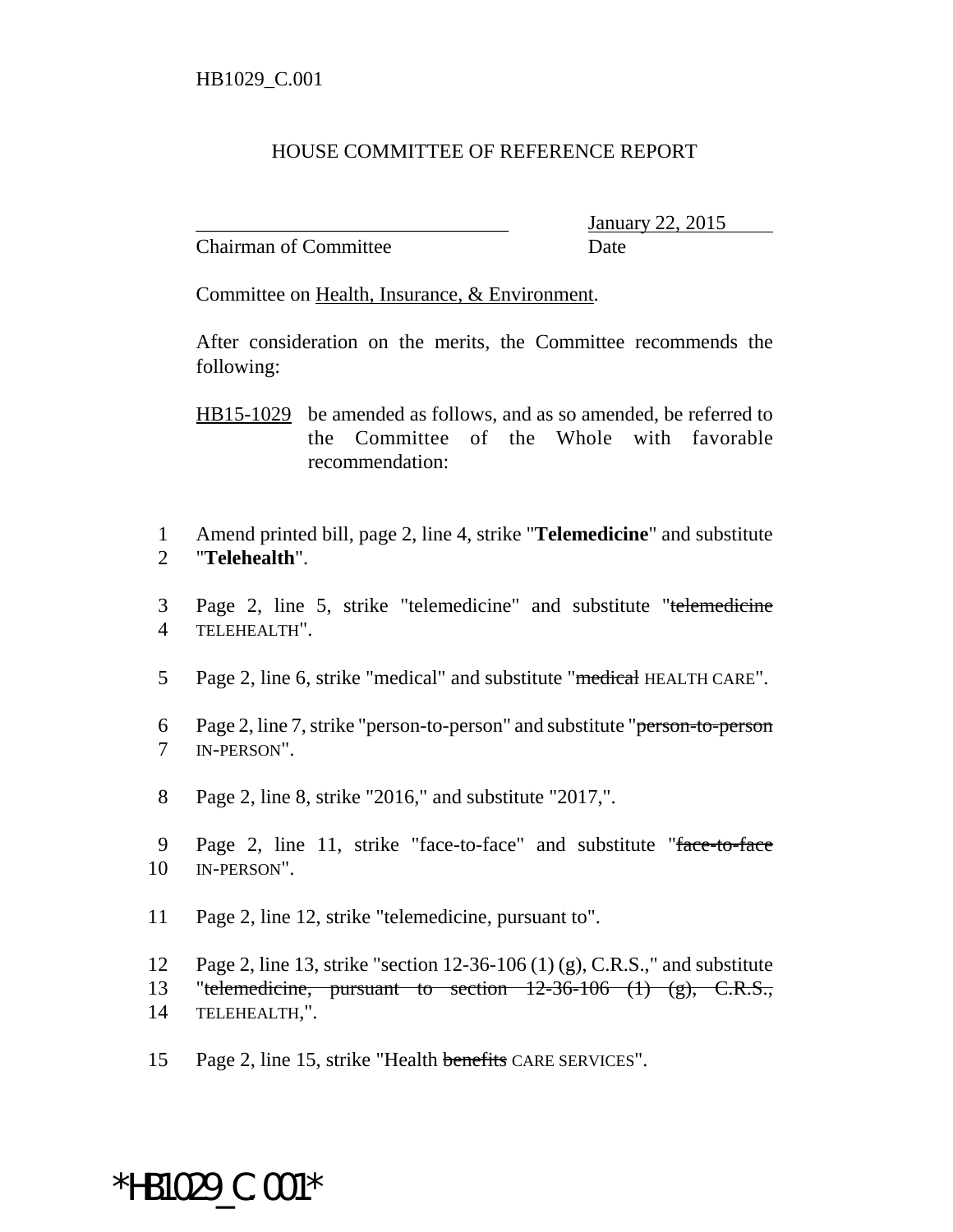HB1029_C.001

HOUSE COMMITTEE OF REFERENCE REPORT

________________________________ January 22, 2015
Chairman of Committee Date

Committee on Health, Insurance, & Environment.

After consideration on the merits, the Committee recommends the following:

HB15-1029 be amended as follows, and as so amended, be referred to the Committee of the Whole with favorable recommendation:

1 Amend printed bill, page 2, line 4, strike "**Telemedicine**" and substitute
2 "**Telehealth**".

3 Page 2, line 5, strike "telemedicine" and substitute "~~telemedicine~~
4 TELEHEALTH".

5 Page 2, line 6, strike "medical" and substitute "~~medical~~ HEALTH CARE".

6 Page 2, line 7, strike "person-to-person" and substitute "~~person-to-person~~
7 IN-PERSON".

8 Page 2, line 8, strike "2016," and substitute "2017,".

9 Page 2, line 11, strike "face-to-face" and substitute "~~face-to-face~~
10 IN-PERSON".

11 Page 2, line 12, strike "telemedicine, pursuant to".

12 Page 2, line 13, strike "section 12-36-106 (1) (g), C.R.S.," and substitute
13 "~~telemedicine, pursuant to section 12-36-106 (1) (g), C.R.S.,~~
14 TELEHEALTH,".

15 Page 2, line 15, strike "Health ~~benefits~~ CARE SERVICES".

*HB1029_C.001*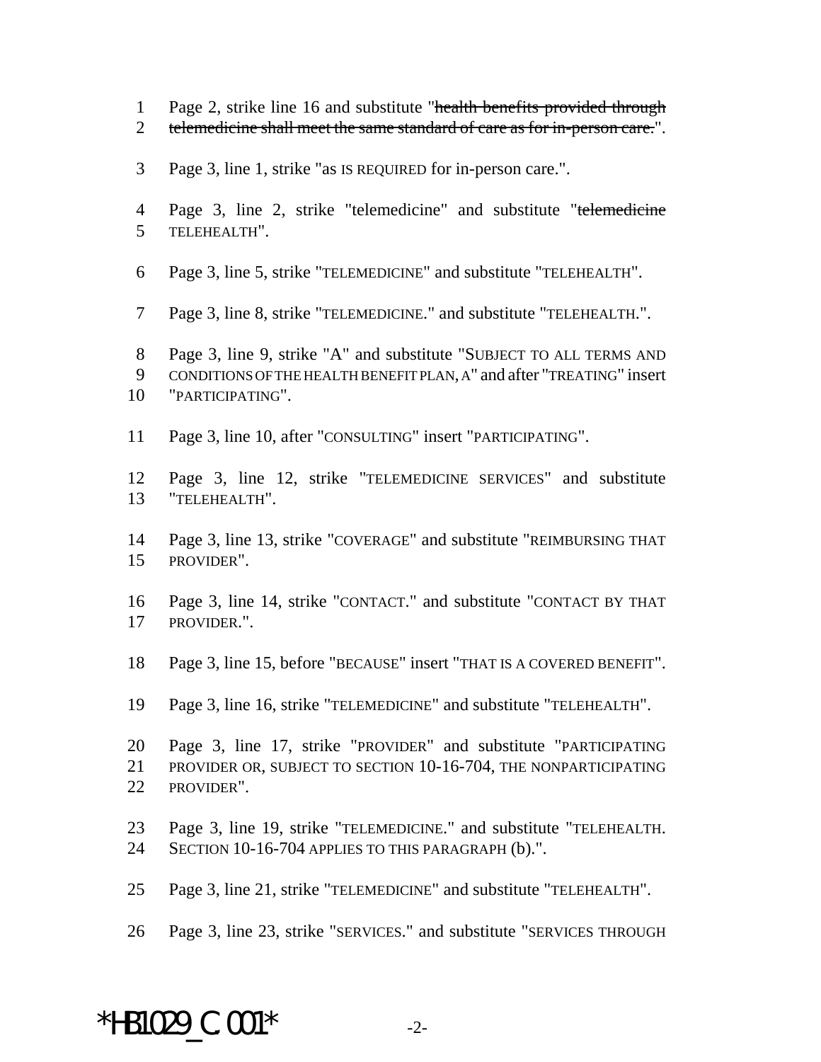Page 2, strike line 16 and substitute "~~health benefits provided through telemedicine shall meet the same standard of care as for in-person care.~~".

Page 3, line 1, strike "as IS REQUIRED for in-person care.".

Page 3, line 2, strike "telemedicine" and substitute "~~telemedicine~~ TELEHEALTH".

Page 3, line 5, strike "TELEMEDICINE" and substitute "TELEHEALTH".

Page 3, line 8, strike "TELEMEDICINE." and substitute "TELEHEALTH.".

Page 3, line 9, strike "A" and substitute "SUBJECT TO ALL TERMS AND CONDITIONS OF THE HEALTH BENEFIT PLAN, A" and after "TREATING" insert "PARTICIPATING".

Page 3, line 10, after "CONSULTING" insert "PARTICIPATING".

Page 3, line 12, strike "TELEMEDICINE SERVICES" and substitute "TELEHEALTH".

Page 3, line 13, strike "COVERAGE" and substitute "REIMBURSING THAT PROVIDER".

Page 3, line 14, strike "CONTACT." and substitute "CONTACT BY THAT PROVIDER.".

Page 3, line 15, before "BECAUSE" insert "THAT IS A COVERED BENEFIT".

Page 3, line 16, strike "TELEMEDICINE" and substitute "TELEHEALTH".

Page 3, line 17, strike "PROVIDER" and substitute "PARTICIPATING PROVIDER OR, SUBJECT TO SECTION 10-16-704, THE NONPARTICIPATING PROVIDER".

Page 3, line 19, strike "TELEMEDICINE." and substitute "TELEHEALTH. SECTION 10-16-704 APPLIES TO THIS PARAGRAPH (b).".

Page 3, line 21, strike "TELEMEDICINE" and substitute "TELEHEALTH".

Page 3, line 23, strike "SERVICES." and substitute "SERVICES THROUGH

*HB1029_C.001*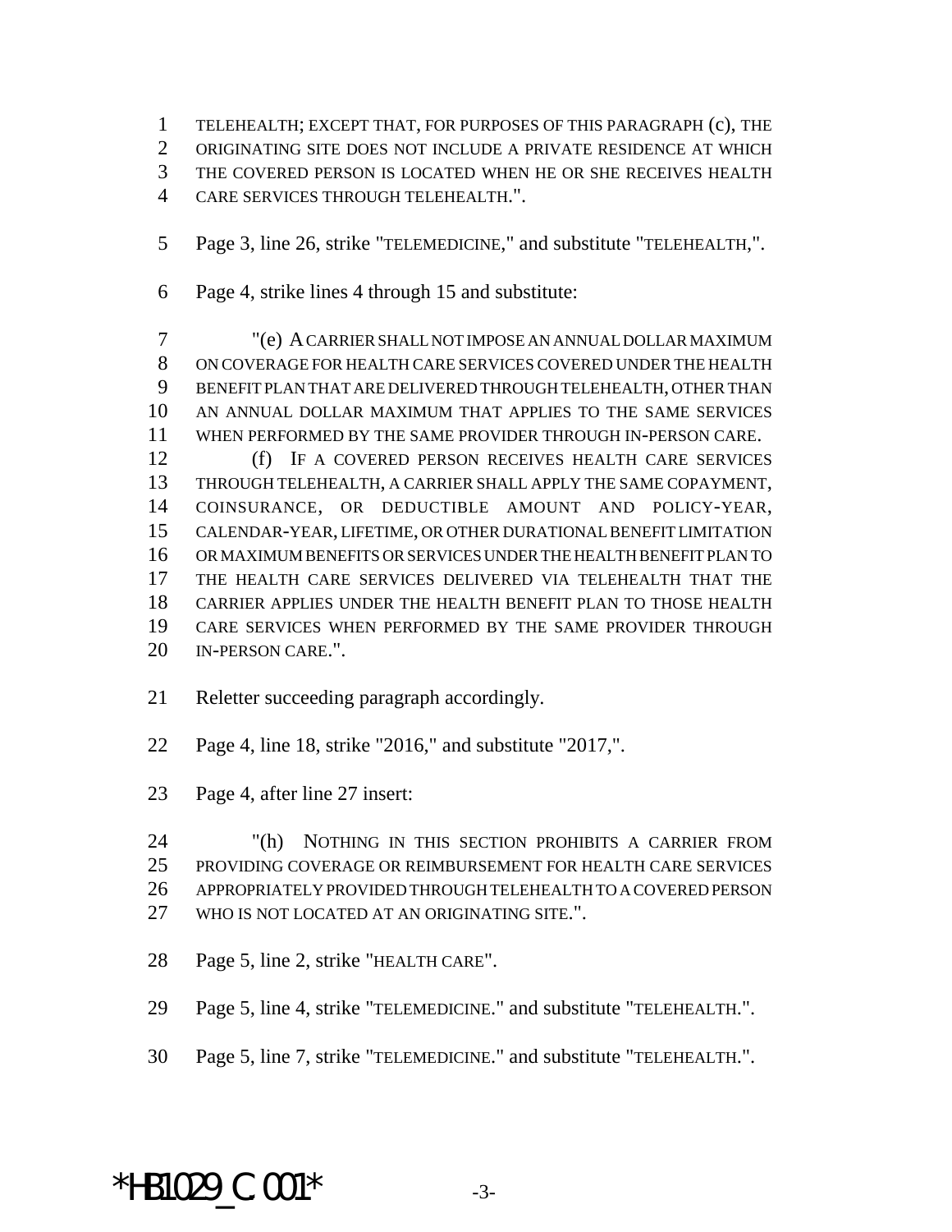TELEHEALTH; EXCEPT THAT, FOR PURPOSES OF THIS PARAGRAPH (c), THE ORIGINATING SITE DOES NOT INCLUDE A PRIVATE RESIDENCE AT WHICH THE COVERED PERSON IS LOCATED WHEN HE OR SHE RECEIVES HEALTH CARE SERVICES THROUGH TELEHEALTH.".

Page 3, line 26, strike "TELEMEDICINE," and substitute "TELEHEALTH,".

Page 4, strike lines 4 through 15 and substitute:

"(e) A CARRIER SHALL NOT IMPOSE AN ANNUAL DOLLAR MAXIMUM ON COVERAGE FOR HEALTH CARE SERVICES COVERED UNDER THE HEALTH BENEFIT PLAN THAT ARE DELIVERED THROUGH TELEHEALTH, OTHER THAN AN ANNUAL DOLLAR MAXIMUM THAT APPLIES TO THE SAME SERVICES WHEN PERFORMED BY THE SAME PROVIDER THROUGH IN-PERSON CARE.

(f) IF A COVERED PERSON RECEIVES HEALTH CARE SERVICES THROUGH TELEHEALTH, A CARRIER SHALL APPLY THE SAME COPAYMENT, COINSURANCE, OR DEDUCTIBLE AMOUNT AND POLICY-YEAR, CALENDAR-YEAR, LIFETIME, OR OTHER DURATIONAL BENEFIT LIMITATION OR MAXIMUM BENEFITS OR SERVICES UNDER THE HEALTH BENEFIT PLAN TO THE HEALTH CARE SERVICES DELIVERED VIA TELEHEALTH THAT THE CARRIER APPLIES UNDER THE HEALTH BENEFIT PLAN TO THOSE HEALTH CARE SERVICES WHEN PERFORMED BY THE SAME PROVIDER THROUGH IN-PERSON CARE.".

Reletter succeeding paragraph accordingly.

Page 4, line 18, strike "2016," and substitute "2017,".

Page 4, after line 27 insert:

"(h) NOTHING IN THIS SECTION PROHIBITS A CARRIER FROM PROVIDING COVERAGE OR REIMBURSEMENT FOR HEALTH CARE SERVICES APPROPRIATELY PROVIDED THROUGH TELEHEALTH TO A COVERED PERSON WHO IS NOT LOCATED AT AN ORIGINATING SITE.".

Page 5, line 2, strike "HEALTH CARE".

Page 5, line 4, strike "TELEMEDICINE." and substitute "TELEHEALTH.".

Page 5, line 7, strike "TELEMEDICINE." and substitute "TELEHEALTH.".

*HB1029_C.001*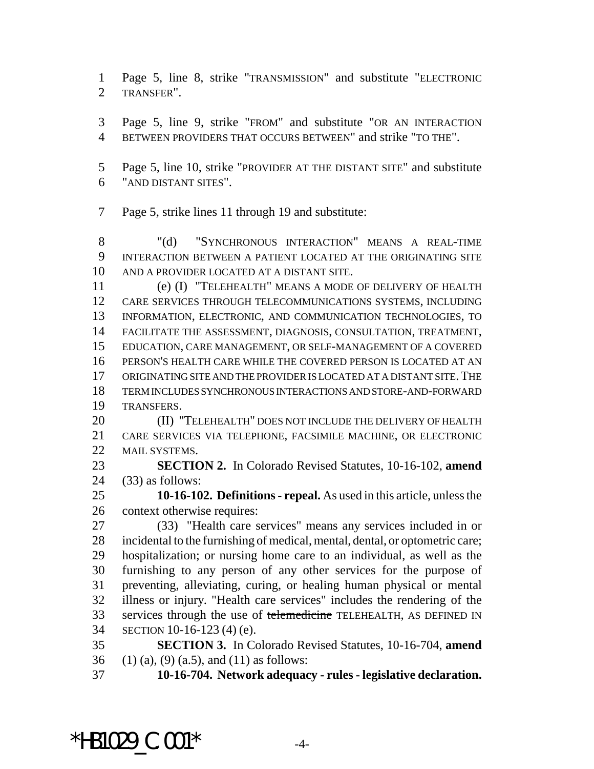Page 5, line 8, strike "TRANSMISSION" and substitute "ELECTRONIC TRANSFER".

Page 5, line 9, strike "FROM" and substitute "OR AN INTERACTION BETWEEN PROVIDERS THAT OCCURS BETWEEN" and strike "TO THE".

Page 5, line 10, strike "PROVIDER AT THE DISTANT SITE" and substitute "AND DISTANT SITES".

Page 5, strike lines 11 through 19 and substitute:

"(d) "SYNCHRONOUS INTERACTION" MEANS A REAL-TIME INTERACTION BETWEEN A PATIENT LOCATED AT THE ORIGINATING SITE AND A PROVIDER LOCATED AT A DISTANT SITE.

(e) (I) "TELEHEALTH" MEANS A MODE OF DELIVERY OF HEALTH CARE SERVICES THROUGH TELECOMMUNICATIONS SYSTEMS, INCLUDING INFORMATION, ELECTRONIC, AND COMMUNICATION TECHNOLOGIES, TO FACILITATE THE ASSESSMENT, DIAGNOSIS, CONSULTATION, TREATMENT, EDUCATION, CARE MANAGEMENT, OR SELF-MANAGEMENT OF A COVERED PERSON'S HEALTH CARE WHILE THE COVERED PERSON IS LOCATED AT AN ORIGINATING SITE AND THE PROVIDER IS LOCATED AT A DISTANT SITE. THE TERM INCLUDES SYNCHRONOUS INTERACTIONS AND STORE-AND-FORWARD TRANSFERS.

(II) "TELEHEALTH" DOES NOT INCLUDE THE DELIVERY OF HEALTH CARE SERVICES VIA TELEPHONE, FACSIMILE MACHINE, OR ELECTRONIC MAIL SYSTEMS.

**SECTION 2.** In Colorado Revised Statutes, 10-16-102, **amend** (33) as follows:

**10-16-102. Definitions - repeal.** As used in this article, unless the context otherwise requires:

(33) "Health care services" means any services included in or incidental to the furnishing of medical, mental, dental, or optometric care; hospitalization; or nursing home care to an individual, as well as the furnishing to any person of any other services for the purpose of preventing, alleviating, curing, or healing human physical or mental illness or injury. "Health care services" includes the rendering of the services through the use of ~~telemedicine~~ TELEHEALTH, AS DEFINED IN SECTION 10-16-123 (4) (e).

**SECTION 3.** In Colorado Revised Statutes, 10-16-704, **amend** (1) (a), (9) (a.5), and (11) as follows:

**10-16-704. Network adequacy - rules - legislative declaration.**

*HB1029_C.001*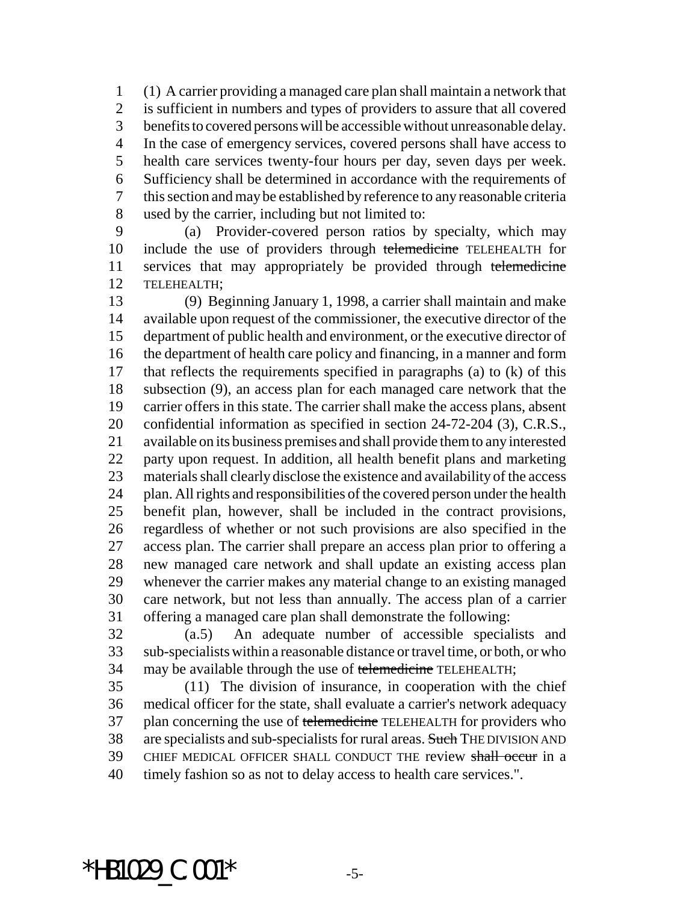(1) A carrier providing a managed care plan shall maintain a network that is sufficient in numbers and types of providers to assure that all covered benefits to covered persons will be accessible without unreasonable delay. In the case of emergency services, covered persons shall have access to health care services twenty-four hours per day, seven days per week. Sufficiency shall be determined in accordance with the requirements of this section and may be established by reference to any reasonable criteria used by the carrier, including but not limited to:

(a) Provider-covered person ratios by specialty, which may include the use of providers through ~~telemedicine~~ TELEHEALTH for services that may appropriately be provided through ~~telemedicine~~ TELEHEALTH;

(9) Beginning January 1, 1998, a carrier shall maintain and make available upon request of the commissioner, the executive director of the department of public health and environment, or the executive director of the department of health care policy and financing, in a manner and form that reflects the requirements specified in paragraphs (a) to (k) of this subsection (9), an access plan for each managed care network that the carrier offers in this state. The carrier shall make the access plans, absent confidential information as specified in section 24-72-204 (3), C.R.S., available on its business premises and shall provide them to any interested party upon request. In addition, all health benefit plans and marketing materials shall clearly disclose the existence and availability of the access plan. All rights and responsibilities of the covered person under the health benefit plan, however, shall be included in the contract provisions, regardless of whether or not such provisions are also specified in the access plan. The carrier shall prepare an access plan prior to offering a new managed care network and shall update an existing access plan whenever the carrier makes any material change to an existing managed care network, but not less than annually. The access plan of a carrier offering a managed care plan shall demonstrate the following:

(a.5) An adequate number of accessible specialists and sub-specialists within a reasonable distance or travel time, or both, or who may be available through the use of ~~telemedicine~~ TELEHEALTH;

(11) The division of insurance, in cooperation with the chief medical officer for the state, shall evaluate a carrier's network adequacy plan concerning the use of ~~telemedicine~~ TELEHEALTH for providers who are specialists and sub-specialists for rural areas. ~~Such~~ THE DIVISION AND CHIEF MEDICAL OFFICER SHALL CONDUCT THE review ~~shall occur~~ in a timely fashion so as not to delay access to health care services.".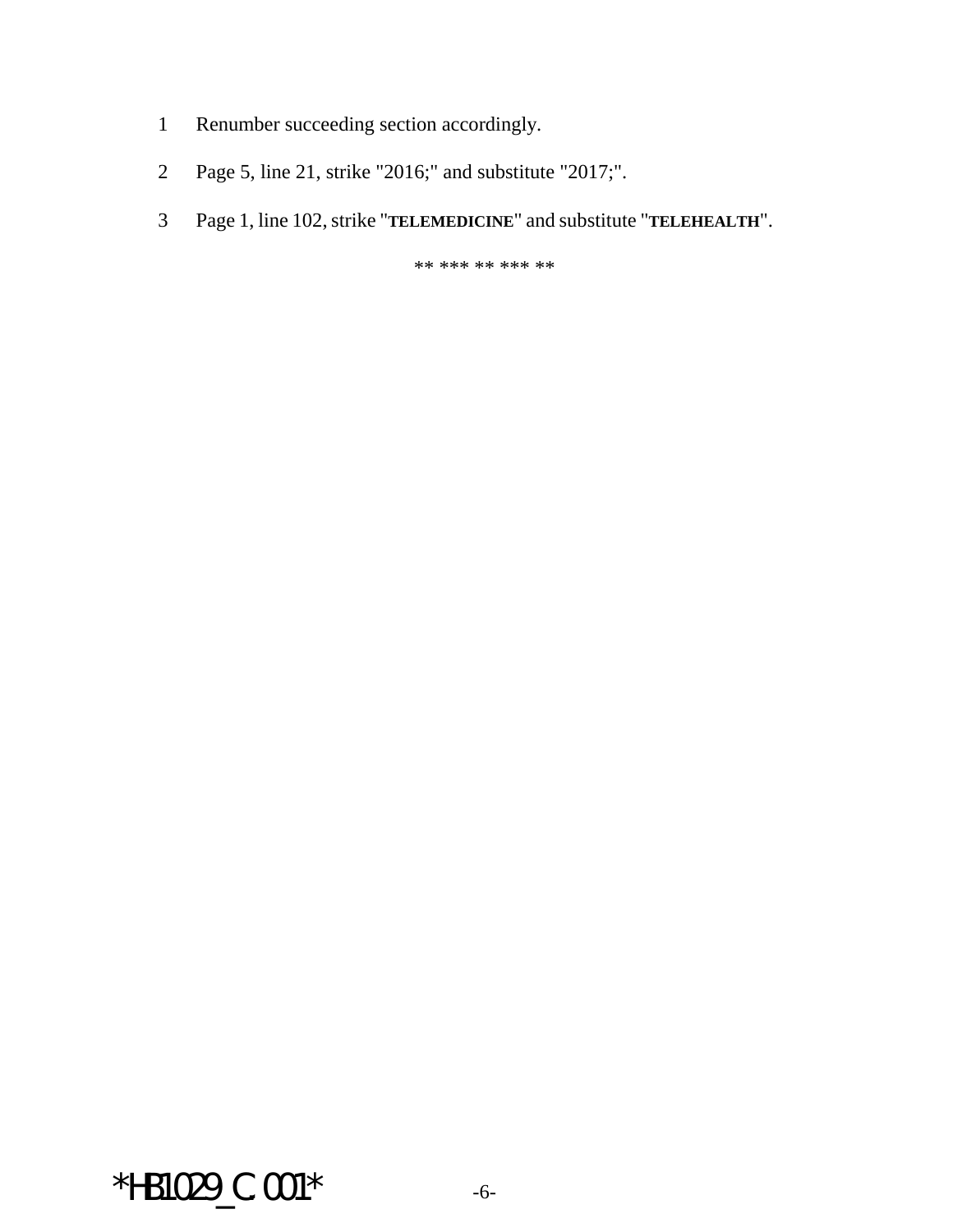1 Renumber succeeding section accordingly.

2 Page 5, line 21, strike "2016;" and substitute "2017;".

3 Page 1, line 102, strike "**TELEMEDICINE**" and substitute "**TELEHEALTH**".

** *** ** *** **

*HB1029_C.001*